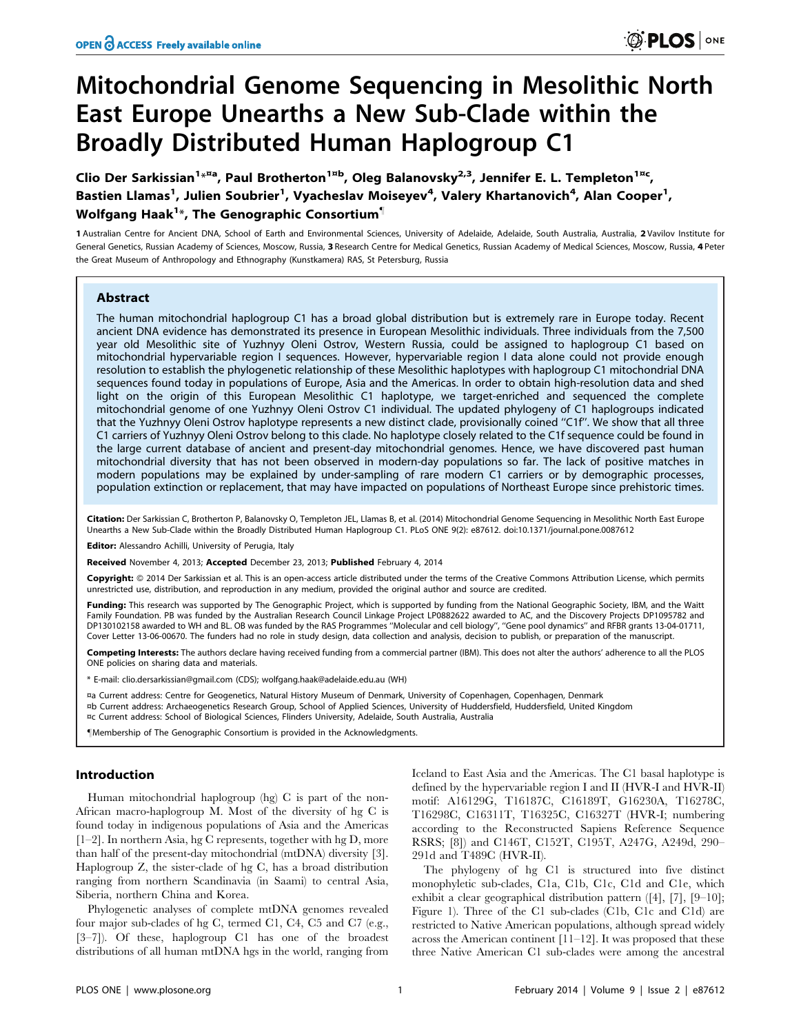# Mitochondrial Genome Sequencing in Mesolithic North East Europe Unearths a New Sub-Clade within the Broadly Distributed Human Haplogroup C1

Clio Der Sarkissian[1*¤a], Paul Brotherton[1¤b], Oleg Balanovsky[2,3], Jennifer E. L. Templeton[1¤c], Bastien Llamas[1], Julien Soubrier[1], Vyacheslav Moiseyev[4], Valery Khartanovich[4], Alan Cooper[1], Wolfgang Haak[1*], The Genographic Consortium[¶]

1 Australian Centre for Ancient DNA, School of Earth and Environmental Sciences, University of Adelaide, Adelaide, South Australia, Australia, 2 Vavilov Institute for General Genetics, Russian Academy of Sciences, Moscow, Russia, 3 Research Centre for Medical Genetics, Russian Academy of Medical Sciences, Moscow, Russia, 4 Peter the Great Museum of Anthropology and Ethnography (Kunstkamera) RAS, St Petersburg, Russia

## Abstract

The human mitochondrial haplogroup C1 has a broad global distribution but is extremely rare in Europe today. Recent ancient DNA evidence has demonstrated its presence in European Mesolithic individuals. Three individuals from the 7,500 year old Mesolithic site of Yuzhnyy Oleni Ostrov, Western Russia, could be assigned to haplogroup C1 based on mitochondrial hypervariable region I sequences. However, hypervariable region I data alone could not provide enough resolution to establish the phylogenetic relationship of these Mesolithic haplotypes with haplogroup C1 mitochondrial DNA sequences found today in populations of Europe, Asia and the Americas. In order to obtain high-resolution data and shed light on the origin of this European Mesolithic C1 haplotype, we target-enriched and sequenced the complete mitochondrial genome of one Yuzhnyy Oleni Ostrov C1 individual. The updated phylogeny of C1 haplogroups indicated that the Yuzhnyy Oleni Ostrov haplotype represents a new distinct clade, provisionally coined "C1f". We show that all three C1 carriers of Yuzhnyy Oleni Ostrov belong to this clade. No haplotype closely related to the C1f sequence could be found in the large current database of ancient and present-day mitochondrial genomes. Hence, we have discovered past human mitochondrial diversity that has not been observed in modern-day populations so far. The lack of positive matches in modern populations may be explained by under-sampling of rare modern C1 carriers or by demographic processes, population extinction or replacement, that may have impacted on populations of Northeast Europe since prehistoric times.

**Citation:** Der Sarkissian C, Brotherton P, Balanovsky O, Templeton JEL, Llamas B, et al. (2014) Mitochondrial Genome Sequencing in Mesolithic North East Europe Unearths a New Sub-Clade within the Broadly Distributed Human Haplogroup C1. PLoS ONE 9(2): e87612. doi:10.1371/journal.pone.0087612

**Editor:** Alessandro Achilli, University of Perugia, Italy

**Received** November 4, 2013; **Accepted** December 23, 2013; **Published** February 4, 2014

**Copyright:** © 2014 Der Sarkissian et al. This is an open-access article distributed under the terms of the Creative Commons Attribution License, which permits unrestricted use, distribution, and reproduction in any medium, provided the original author and source are credited.

**Funding:** This research was supported by The Genographic Project, which is supported by funding from the National Geographic Society, IBM, and the Waitt Family Foundation. PB was funded by the Australian Research Council Linkage Project LP0882622 awarded to AC, and the Discovery Projects DP1095782 and DP130102158 awarded to WH and BL. OB was funded by the RAS Programmes "Molecular and cell biology", "Gene pool dynamics" and RFBR grants 13-04-01711, Cover Letter 13-06-00670. The funders had no role in study design, data collection and analysis, decision to publish, or preparation of the manuscript.

**Competing Interests:** The authors declare having received funding from a commercial partner (IBM). This does not alter the authors' adherence to all the PLOS ONE policies on sharing data and materials.

* E-mail: clio.dersarkissian@gmail.com (CDS); wolfgang.haak@adelaide.edu.au (WH)

¤a Current address: Centre for Geogenetics, Natural History Museum of Denmark, University of Copenhagen, Copenhagen, Denmark

¤b Current address: Archaeogenetics Research Group, School of Applied Sciences, University of Huddersfield, Huddersfield, United Kingdom

¤c Current address: School of Biological Sciences, Flinders University, Adelaide, South Australia, Australia

¶Membership of The Genographic Consortium is provided in the Acknowledgments.

## Introduction

Human mitochondrial haplogroup (hg) C is part of the non-African macro-haplogroup M. Most of the diversity of hg C is found today in indigenous populations of Asia and the Americas [1–2]. In northern Asia, hg C represents, together with hg D, more than half of the present-day mitochondrial (mtDNA) diversity [3]. Haplogroup Z, the sister-clade of hg C, has a broad distribution ranging from northern Scandinavia (in Saami) to central Asia, Siberia, northern China and Korea.

Phylogenetic analyses of complete mtDNA genomes revealed four major sub-clades of hg C, termed C1, C4, C5 and C7 (e.g., [3–7]). Of these, haplogroup C1 has one of the broadest distributions of all human mtDNA hgs in the world, ranging from Iceland to East Asia and the Americas. The C1 basal haplotype is defined by the hypervariable region I and II (HVR-I and HVR-II) motif: A16129G, T16187C, C16189T, G16230A, T16278C, T16298C, C16311T, T16325C, C16327T (HVR-I; numbering according to the Reconstructed Sapiens Reference Sequence RSRS; [8]) and C146T, C152T, C195T, A247G, A249d, 290–291d and T489C (HVR-II).

The phylogeny of hg C1 is structured into five distinct monophyletic sub-clades, C1a, C1b, C1c, C1d and C1e, which exhibit a clear geographical distribution pattern ([4], [7], [9–10]; Figure 1). Three of the C1 sub-clades (C1b, C1c and C1d) are restricted to Native American populations, although spread widely across the American continent [11–12]. It was proposed that these three Native American C1 sub-clades were among the ancestral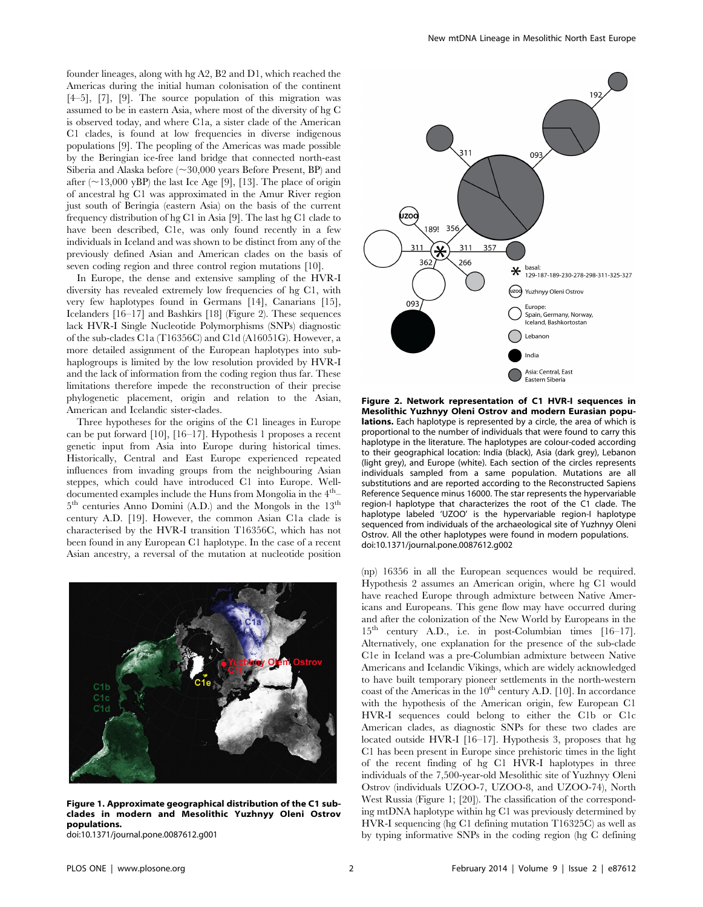founder lineages, along with hg A2, B2 and D1, which reached the Americas during the initial human colonisation of the continent [4–5], [7], [9]. The source population of this migration was assumed to be in eastern Asia, where most of the diversity of hg C is observed today, and where C1a, a sister clade of the American C1 clades, is found at low frequencies in diverse indigenous populations [9]. The peopling of the Americas was made possible by the Beringian ice-free land bridge that connected north-east Siberia and Alaska before (~30,000 years Before Present, BP) and after (~13,000 yBP) the last Ice Age [9], [13]. The place of origin of ancestral hg C1 was approximated in the Amur River region just south of Beringia (eastern Asia) on the basis of the current frequency distribution of hg C1 in Asia [9]. The last hg C1 clade to have been described, C1e, was only found recently in a few individuals in Iceland and was shown to be distinct from any of the previously defined Asian and American clades on the basis of seven coding region and three control region mutations [10].

In Europe, the dense and extensive sampling of the HVR-I diversity has revealed extremely low frequencies of hg C1, with very few haplotypes found in Germans [14], Canarians [15], Icelanders [16–17] and Bashkirs [18] (Figure 2). These sequences lack HVR-I Single Nucleotide Polymorphisms (SNPs) diagnostic of the sub-clades C1a (T16356C) and C1d (A16051G). However, a more detailed assignment of the European haplotypes into sub-haplogroups is limited by the low resolution provided by HVR-I and the lack of information from the coding region thus far. These limitations therefore impede the reconstruction of their precise phylogenetic placement, origin and relation to the Asian, American and Icelandic sister-clades.

Three hypotheses for the origins of the C1 lineages in Europe can be put forward [10], [16–17]. Hypothesis 1 proposes a recent genetic input from Asia into Europe during historical times. Historically, Central and East Europe experienced repeated influences from invading groups from the neighbouring Asian steppes, which could have introduced C1 into Europe. Well-documented examples include the Huns from Mongolia in the 4th–5th centuries Anno Domini (A.D.) and the Mongols in the 13th century A.D. [19]. However, the common Asian C1a clade is characterised by the HVR-I transition T16356C, which has not been found in any European C1 haplotype. In the case of a recent Asian ancestry, a reversal of the mutation at nucleotide position (np) 16356 in all the European sequences would be required. Hypothesis 2 assumes an American origin, where hg C1 would have reached Europe through admixture between Native Americans and Europeans. This gene flow may have occurred during and after the colonization of the New World by Europeans in the 15th century A.D., i.e. in post-Columbian times [16–17]. Alternatively, one explanation for the presence of the sub-clade C1e in Iceland was a pre-Columbian admixture between Native Americans and Icelandic Vikings, which are widely acknowledged to have built temporary pioneer settlements in the north-western coast of the Americas in the 10th century A.D. [10]. In accordance with the hypothesis of the American origin, few European C1 HVR-I sequences could belong to either the C1b or C1c American clades, as diagnostic SNPs for these two clades are located outside HVR-I [16–17]. Hypothesis 3, proposes that hg C1 has been present in Europe since prehistoric times in the light of the recent finding of hg C1 HVR-I haplotypes in three individuals of the 7,500-year-old Mesolithic site of Yuzhnyy Oleni Ostrov (individuals UZOO-7, UZOO-8, and UZOO-74), North West Russia (Figure 1; [20]). The classification of the corresponding mtDNA haplotype within hg C1 was previously determined by HVR-I sequencing (hg C1 defining mutation T16325C) as well as by typing informative SNPs in the coding region (hg C defining

**Figure 1. Approximate geographical distribution of the C1 sub-clades in modern and Mesolithic Yuzhnyy Oleni Ostrov populations.**
doi:10.1371/journal.pone.0087612.g001

**Figure 2. Network representation of C1 HVR-I sequences in Mesolithic Yuzhnyy Oleni Ostrov and modern Eurasian populations.** Each haplotype is represented by a circle, the area of which is proportional to the number of individuals that were found to carry this haplotype in the literature. The haplotypes are colour-coded according to their geographical location: India (black), Asia (dark grey), Lebanon (light grey), and Europe (white). Each section of the circles represents individuals sampled from a same population. Mutations are all substitutions and are reported according to the Reconstructed Sapiens Reference Sequence minus 16000. The star represents the hypervariable region-I haplotype that characterizes the root of the C1 clade. The haplotype labeled 'UZOO' is the hypervariable region-I haplotype sequenced from individuals of the archaeological site of Yuzhnyy Oleni Ostrov. All the other haplotypes were found in modern populations.
doi:10.1371/journal.pone.0087612.g002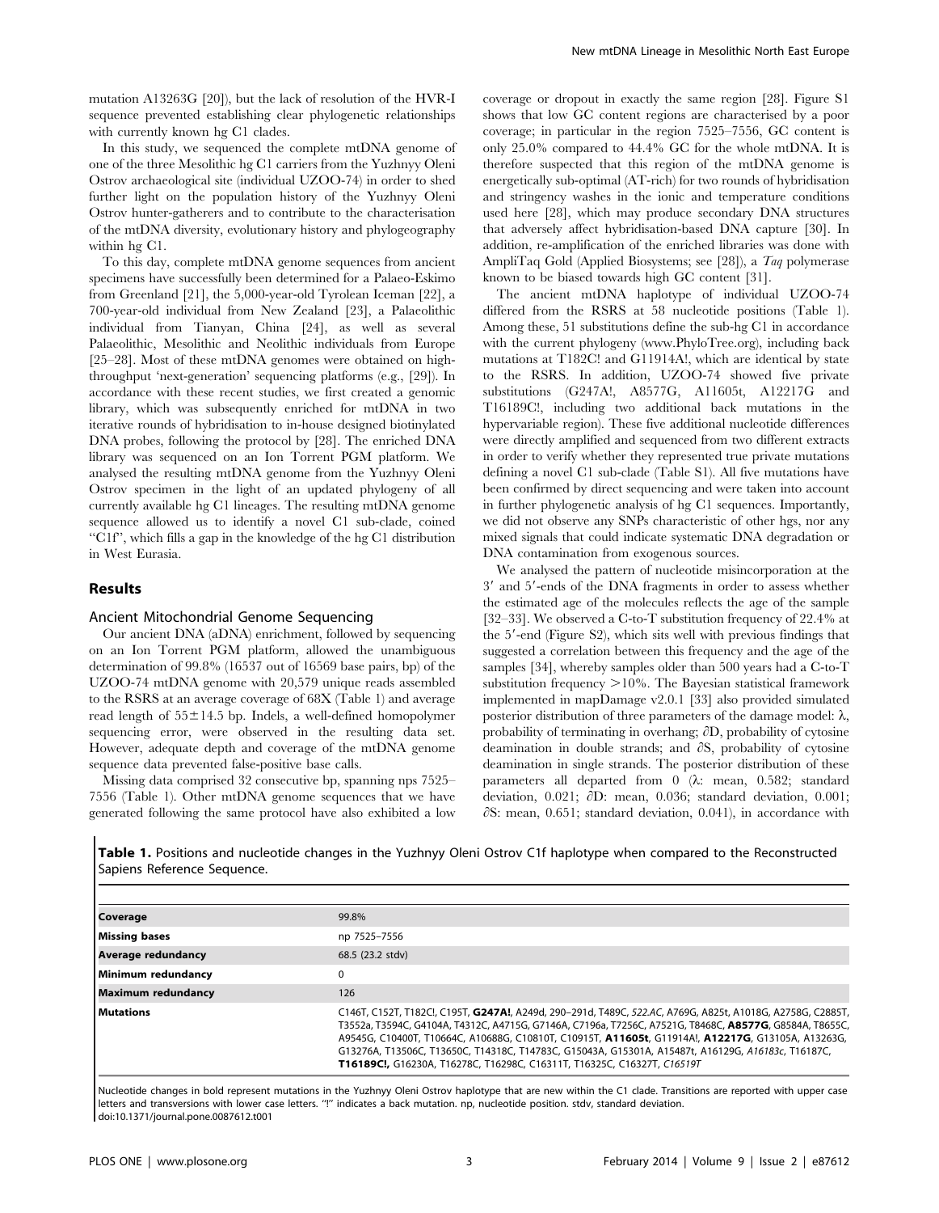mutation A13263G [20]), but the lack of resolution of the HVR-I sequence prevented establishing clear phylogenetic relationships with currently known hg C1 clades.

In this study, we sequenced the complete mtDNA genome of one of the three Mesolithic hg C1 carriers from the Yuzhnyy Oleni Ostrov archaeological site (individual UZOO-74) in order to shed further light on the population history of the Yuzhnyy Oleni Ostrov hunter-gatherers and to contribute to the characterisation of the mtDNA diversity, evolutionary history and phylogeography within hg C1.

To this day, complete mtDNA genome sequences from ancient specimens have successfully been determined for a Palaeo-Eskimo from Greenland [21], the 5,000-year-old Tyrolean Iceman [22], a 700-year-old individual from New Zealand [23], a Palaeolithic individual from Tianyan, China [24], as well as several Palaeolithic, Mesolithic and Neolithic individuals from Europe [25–28]. Most of these mtDNA genomes were obtained on high-throughput 'next-generation' sequencing platforms (e.g., [29]). In accordance with these recent studies, we first created a genomic library, which was subsequently enriched for mtDNA in two iterative rounds of hybridisation to in-house designed biotinylated DNA probes, following the protocol by [28]. The enriched DNA library was sequenced on an Ion Torrent PGM platform. We analysed the resulting mtDNA genome from the Yuzhnyy Oleni Ostrov specimen in the light of an updated phylogeny of all currently available hg C1 lineages. The resulting mtDNA genome sequence allowed us to identify a novel C1 sub-clade, coined "C1f", which fills a gap in the knowledge of the hg C1 distribution in West Eurasia.

## Results

### Ancient Mitochondrial Genome Sequencing

Our ancient DNA (aDNA) enrichment, followed by sequencing on an Ion Torrent PGM platform, allowed the unambiguous determination of 99.8% (16537 out of 16569 base pairs, bp) of the UZOO-74 mtDNA genome with 20,579 unique reads assembled to the RSRS at an average coverage of 68X (Table 1) and average read length of 55±14.5 bp. Indels, a well-defined homopolymer sequencing error, were observed in the resulting data set. However, adequate depth and coverage of the mtDNA genome sequence data prevented false-positive base calls.

Missing data comprised 32 consecutive bp, spanning nps 7525–7556 (Table 1). Other mtDNA genome sequences that we have generated following the same protocol have also exhibited a low coverage or dropout in exactly the same region [28]. Figure S1 shows that low GC content regions are characterised by a poor coverage; in particular in the region 7525–7556, GC content is only 25.0% compared to 44.4% GC for the whole mtDNA. It is therefore suspected that this region of the mtDNA genome is energetically sub-optimal (AT-rich) for two rounds of hybridisation and stringency washes in the ionic and temperature conditions used here [28], which may produce secondary DNA structures that adversely affect hybridisation-based DNA capture [30]. In addition, re-amplification of the enriched libraries was done with AmpliTaq Gold (Applied Biosystems; see [28]), a *Taq* polymerase known to be biased towards high GC content [31].

The ancient mtDNA haplotype of individual UZOO-74 differed from the RSRS at 58 nucleotide positions (Table 1). Among these, 51 substitutions define the sub-hg C1 in accordance with the current phylogeny (www.PhyloTree.org), including back mutations at T182C! and G11914A!, which are identical by state to the RSRS. In addition, UZOO-74 showed five private substitutions (G247A!, A8577G, A11605t, A12217G and T16189C!, including two additional back mutations in the hypervariable region). These five additional nucleotide differences were directly amplified and sequenced from two different extracts in order to verify whether they represented true private mutations defining a novel C1 sub-clade (Table S1). All five mutations have been confirmed by direct sequencing and were taken into account in further phylogenetic analysis of hg C1 sequences. Importantly, we did not observe any SNPs characteristic of other hgs, nor any mixed signals that could indicate systematic DNA degradation or DNA contamination from exogenous sources.

We analysed the pattern of nucleotide misincorporation at the 3′ and 5′-ends of the DNA fragments in order to assess whether the estimated age of the molecules reflects the age of the sample [32–33]. We observed a C-to-T substitution frequency of 22.4% at the 5′-end (Figure S2), which sits well with previous findings that suggested a correlation between this frequency and the age of the samples [34], whereby samples older than 500 years had a C-to-T substitution frequency >10%. The Bayesian statistical framework implemented in mapDamage v2.0.1 [33] also provided simulated posterior distribution of three parameters of the damage model: $\lambda$, probability of terminating in overhang; $\partial D$, probability of cytosine deamination in double strands; and $\partial S$, probability of cytosine deamination in single strands. The posterior distribution of these parameters all departed from 0 ($\lambda$: mean, 0.582; standard deviation, 0.021; $\partial D$: mean, 0.036; standard deviation, 0.001; $\partial S$: mean, 0.651; standard deviation, 0.041), in accordance with

**Table 1.** Positions and nucleotide changes in the Yuzhnyy Oleni Ostrov C1f haplotype when compared to the Reconstructed Sapiens Reference Sequence.

| | |
|---|---|
| **Coverage** | 99.8% |
| **Missing bases** | np 7525–7556 |
| **Average redundancy** | 68.5 (23.2 stdv) |
| **Minimum redundancy** | 0 |
| **Maximum redundancy** | 126 |
| **Mutations** | C146T, C152T, T182C!, C195T, **G247A!**, A249d, 290–291d, T489C, *522.AC*, A769G, A825t, A1018G, A2758G, C2885T, T3552a, T3594C, G4104A, T4312C, A4715G, G7146A, C7196a, T7256C, A7521G, T8468C, **A8577G**, G8584A, T8655C, A9545G, C10400T, T10664C, A10688G, C10810T, C10915T, **A11605t**, G11914A!, **A12217G**, G13105A, A13263G, G13276A, T13506C, T13650C, T14318C, T14783C, G15043A, G15301A, A15487t, A16129G, *A16183c*, T16187C, **T16189C!**, G16230A, T16278C, T16298C, C16311T, T16325C, C16327T, *C16519T* |

Nucleotide changes in bold represent mutations in the Yuzhnyy Oleni Ostrov haplotype that are new within the C1 clade. Transitions are reported with upper case letters and transversions with lower case letters. "!" indicates a back mutation. np, nucleotide position. stdv, standard deviation.
doi:10.1371/journal.pone.0087612.t001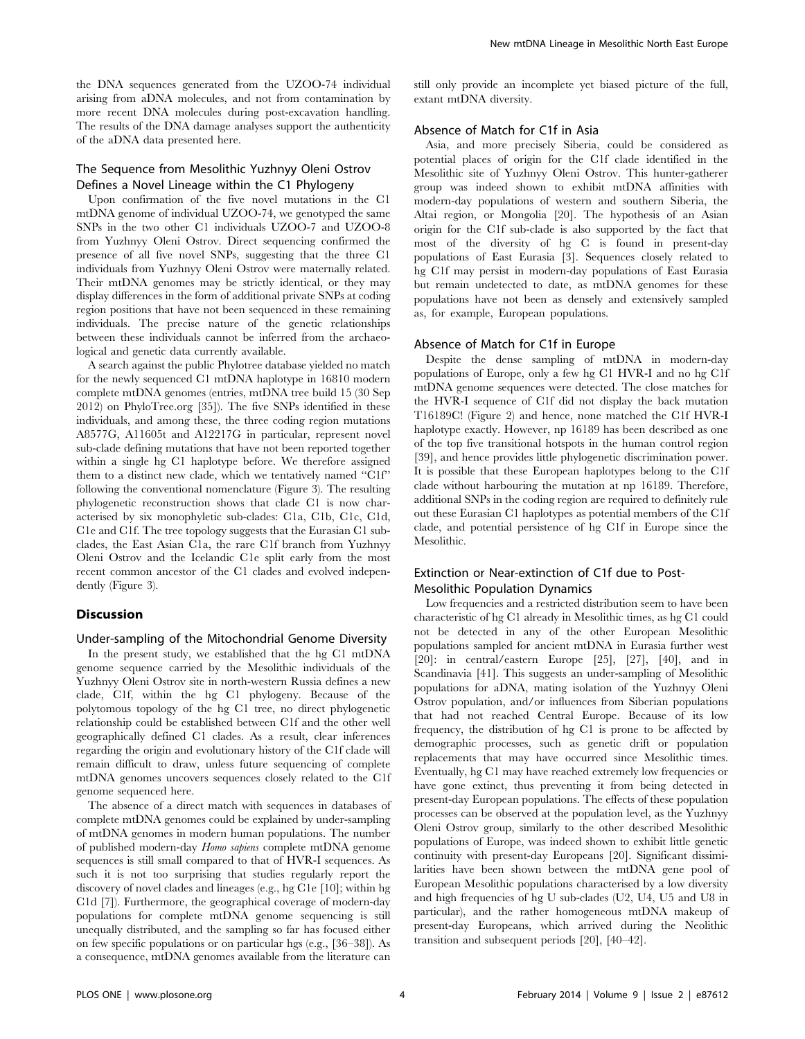the DNA sequences generated from the UZOO-74 individual arising from aDNA molecules, and not from contamination by more recent DNA molecules during post-excavation handling. The results of the DNA damage analyses support the authenticity of the aDNA data presented here.

### The Sequence from Mesolithic Yuzhnyy Oleni Ostrov Defines a Novel Lineage within the C1 Phylogeny

Upon confirmation of the five novel mutations in the C1 mtDNA genome of individual UZOO-74, we genotyped the same SNPs in the two other C1 individuals UZOO-7 and UZOO-8 from Yuzhnyy Oleni Ostrov. Direct sequencing confirmed the presence of all five novel SNPs, suggesting that the three C1 individuals from Yuzhnyy Oleni Ostrov were maternally related. Their mtDNA genomes may be strictly identical, or they may display differences in the form of additional private SNPs at coding region positions that have not been sequenced in these remaining individuals. The precise nature of the genetic relationships between these individuals cannot be inferred from the archaeological and genetic data currently available.

A search against the public Phylotree database yielded no match for the newly sequenced C1 mtDNA haplotype in 16810 modern complete mtDNA genomes (entries, mtDNA tree build 15 (30 Sep 2012) on PhyloTree.org [35]). The five SNPs identified in these individuals, and among these, the three coding region mutations A8577G, A11605t and A12217G in particular, represent novel sub-clade defining mutations that have not been reported together within a single hg C1 haplotype before. We therefore assigned them to a distinct new clade, which we tentatively named "C1f" following the conventional nomenclature (Figure 3). The resulting phylogenetic reconstruction shows that clade C1 is now characterised by six monophyletic sub-clades: C1a, C1b, C1c, C1d, C1e and C1f. The tree topology suggests that the Eurasian C1 subclades, the East Asian C1a, the rare C1f branch from Yuzhnyy Oleni Ostrov and the Icelandic C1e split early from the most recent common ancestor of the C1 clades and evolved independently (Figure 3).

## Discussion

### Under-sampling of the Mitochondrial Genome Diversity

In the present study, we established that the hg C1 mtDNA genome sequence carried by the Mesolithic individuals of the Yuzhnyy Oleni Ostrov site in north-western Russia defines a new clade, C1f, within the hg C1 phylogeny. Because of the polytomous topology of the hg C1 tree, no direct phylogenetic relationship could be established between C1f and the other well geographically defined C1 clades. As a result, clear inferences regarding the origin and evolutionary history of the C1f clade will remain difficult to draw, unless future sequencing of complete mtDNA genomes uncovers sequences closely related to the C1f genome sequenced here.

The absence of a direct match with sequences in databases of complete mtDNA genomes could be explained by under-sampling of mtDNA genomes in modern human populations. The number of published modern-day *Homo sapiens* complete mtDNA genome sequences is still small compared to that of HVR-I sequences. As such it is not too surprising that studies regularly report the discovery of novel clades and lineages (e.g., hg C1e [10]; within hg C1d [7]). Furthermore, the geographical coverage of modern-day populations for complete mtDNA genome sequencing is still unequally distributed, and the sampling so far has focused either on few specific populations or on particular hgs (e.g., [36–38]). As a consequence, mtDNA genomes available from the literature can still only provide an incomplete yet biased picture of the full, extant mtDNA diversity.

### Absence of Match for C1f in Asia

Asia, and more precisely Siberia, could be considered as potential places of origin for the C1f clade identified in the Mesolithic site of Yuzhnyy Oleni Ostrov. This hunter-gatherer group was indeed shown to exhibit mtDNA affinities with modern-day populations of western and southern Siberia, the Altai region, or Mongolia [20]. The hypothesis of an Asian origin for the C1f sub-clade is also supported by the fact that most of the diversity of hg C is found in present-day populations of East Eurasia [3]. Sequences closely related to hg C1f may persist in modern-day populations of East Eurasia but remain undetected to date, as mtDNA genomes for these populations have not been as densely and extensively sampled as, for example, European populations.

### Absence of Match for C1f in Europe

Despite the dense sampling of mtDNA in modern-day populations of Europe, only a few hg C1 HVR-I and no hg C1f mtDNA genome sequences were detected. The close matches for the HVR-I sequence of C1f did not display the back mutation T16189C! (Figure 2) and hence, none matched the C1f HVR-I haplotype exactly. However, np 16189 has been described as one of the top five transitional hotspots in the human control region [39], and hence provides little phylogenetic discrimination power. It is possible that these European haplotypes belong to the C1f clade without harbouring the mutation at np 16189. Therefore, additional SNPs in the coding region are required to definitely rule out these Eurasian C1 haplotypes as potential members of the C1f clade, and potential persistence of hg C1f in Europe since the Mesolithic.

### Extinction or Near-extinction of C1f due to Post-Mesolithic Population Dynamics

Low frequencies and a restricted distribution seem to have been characteristic of hg C1 already in Mesolithic times, as hg C1 could not be detected in any of the other European Mesolithic populations sampled for ancient mtDNA in Eurasia further west [20]: in central/eastern Europe [25], [27], [40], and in Scandinavia [41]. This suggests an under-sampling of Mesolithic populations for aDNA, mating isolation of the Yuzhnyy Oleni Ostrov population, and/or influences from Siberian populations that had not reached Central Europe. Because of its low frequency, the distribution of hg C1 is prone to be affected by demographic processes, such as genetic drift or population replacements that may have occurred since Mesolithic times. Eventually, hg C1 may have reached extremely low frequencies or have gone extinct, thus preventing it from being detected in present-day European populations. The effects of these population processes can be observed at the population level, as the Yuzhnyy Oleni Ostrov group, similarly to the other described Mesolithic populations of Europe, was indeed shown to exhibit little genetic continuity with present-day Europeans [20]. Significant dissimilarities have been shown between the mtDNA gene pool of European Mesolithic populations characterised by a low diversity and high frequencies of hg U sub-clades (U2, U4, U5 and U8 in particular), and the rather homogeneous mtDNA makeup of present-day Europeans, which arrived during the Neolithic transition and subsequent periods [20], [40–42].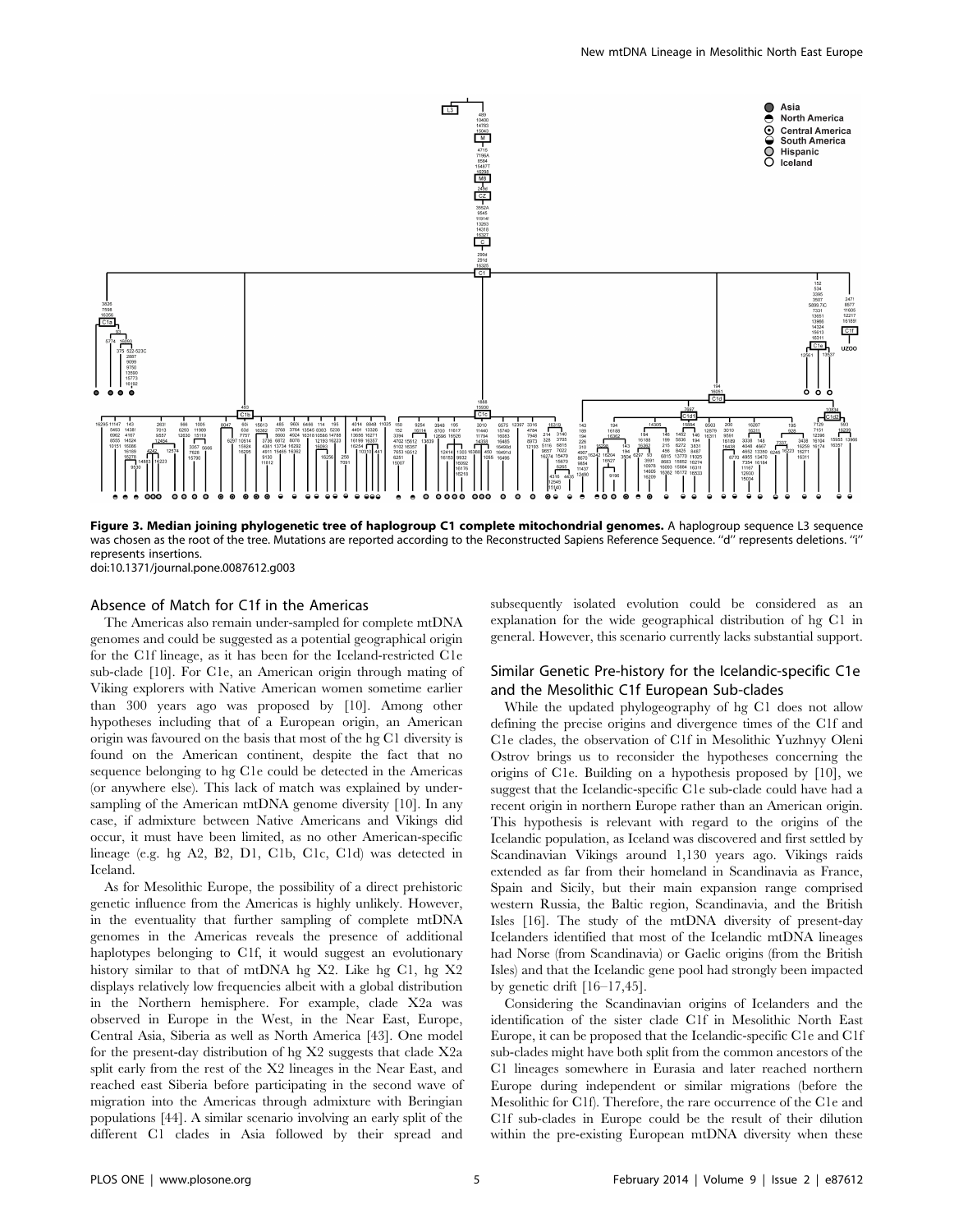**Figure 3. Median joining phylogenetic tree of haplogroup C1 complete mitochondrial genomes.** A haplogroup sequence L3 sequence was chosen as the root of the tree. Mutations are reported according to the Reconstructed Sapiens Reference Sequence. "d" represents deletions. "i" represents insertions.
doi:10.1371/journal.pone.0087612.g003

### Absence of Match for C1f in the Americas

The Americas also remain under-sampled for complete mtDNA genomes and could be suggested as a potential geographical origin for the C1f lineage, as it has been for the Iceland-restricted C1e sub-clade [10]. For C1e, an American origin through mating of Viking explorers with Native American women sometime earlier than 300 years ago was proposed by [10]. Among other hypotheses including that of a European origin, an American origin was favoured on the basis that most of the hg C1 diversity is found on the American continent, despite the fact that no sequence belonging to hg C1e could be detected in the Americas (or anywhere else). This lack of match was explained by under-sampling of the American mtDNA genome diversity [10]. In any case, if admixture between Native Americans and Vikings did occur, it must have been limited, as no other American-specific lineage (e.g. hg A2, B2, D1, C1b, C1c, C1d) was detected in Iceland.

As for Mesolithic Europe, the possibility of a direct prehistoric genetic influence from the Americas is highly unlikely. However, in the eventuality that further sampling of complete mtDNA genomes in the Americas reveals the presence of additional haplotypes belonging to C1f, it would suggest an evolutionary history similar to that of mtDNA hg X2. Like hg C1, hg X2 displays relatively low frequencies albeit with a global distribution in the Northern hemisphere. For example, clade X2a was observed in Europe in the West, in the Near East, Europe, Central Asia, Siberia as well as North America [43]. One model for the present-day distribution of hg X2 suggests that clade X2a split early from the rest of the X2 lineages in the Near East, and reached east Siberia before participating in the second wave of migration into the Americas through admixture with Beringian populations [44]. A similar scenario involving an early split of the different C1 clades in Asia followed by their spread and subsequently isolated evolution could be considered as an explanation for the wide geographical distribution of hg C1 in general. However, this scenario currently lacks substantial support.

### Similar Genetic Pre-history for the Icelandic-specific C1e and the Mesolithic C1f European Sub-clades

While the updated phylogeography of hg C1 does not allow defining the precise origins and divergence times of the C1f and C1e clades, the observation of C1f in Mesolithic Yuzhnyy Oleni Ostrov brings us to reconsider the hypotheses concerning the origins of C1e. Building on a hypothesis proposed by [10], we suggest that the Icelandic-specific C1e sub-clade could have had a recent origin in northern Europe rather than an American origin. This hypothesis is relevant with regard to the origins of the Icelandic population, as Iceland was discovered and first settled by Scandinavian Vikings around 1,130 years ago. Vikings raids extended as far from their homeland in Scandinavia as France, Spain and Sicily, but their main expansion range comprised western Russia, the Baltic region, Scandinavia, and the British Isles [16]. The study of the mtDNA diversity of present-day Icelanders identified that most of the Icelandic mtDNA lineages had Norse (from Scandinavia) or Gaelic origins (from the British Isles) and that the Icelandic gene pool had strongly been impacted by genetic drift [16–17,45].

Considering the Scandinavian origins of Icelanders and the identification of the sister clade C1f in Mesolithic North East Europe, it can be proposed that the Icelandic-specific C1e and C1f sub-clades might have both split from the common ancestors of the C1 lineages somewhere in Eurasia and later reached northern Europe during independent or similar migrations (before the Mesolithic for C1f). Therefore, the rare occurrence of the C1e and C1f sub-clades in Europe could be the result of their dilution within the pre-existing European mtDNA diversity when these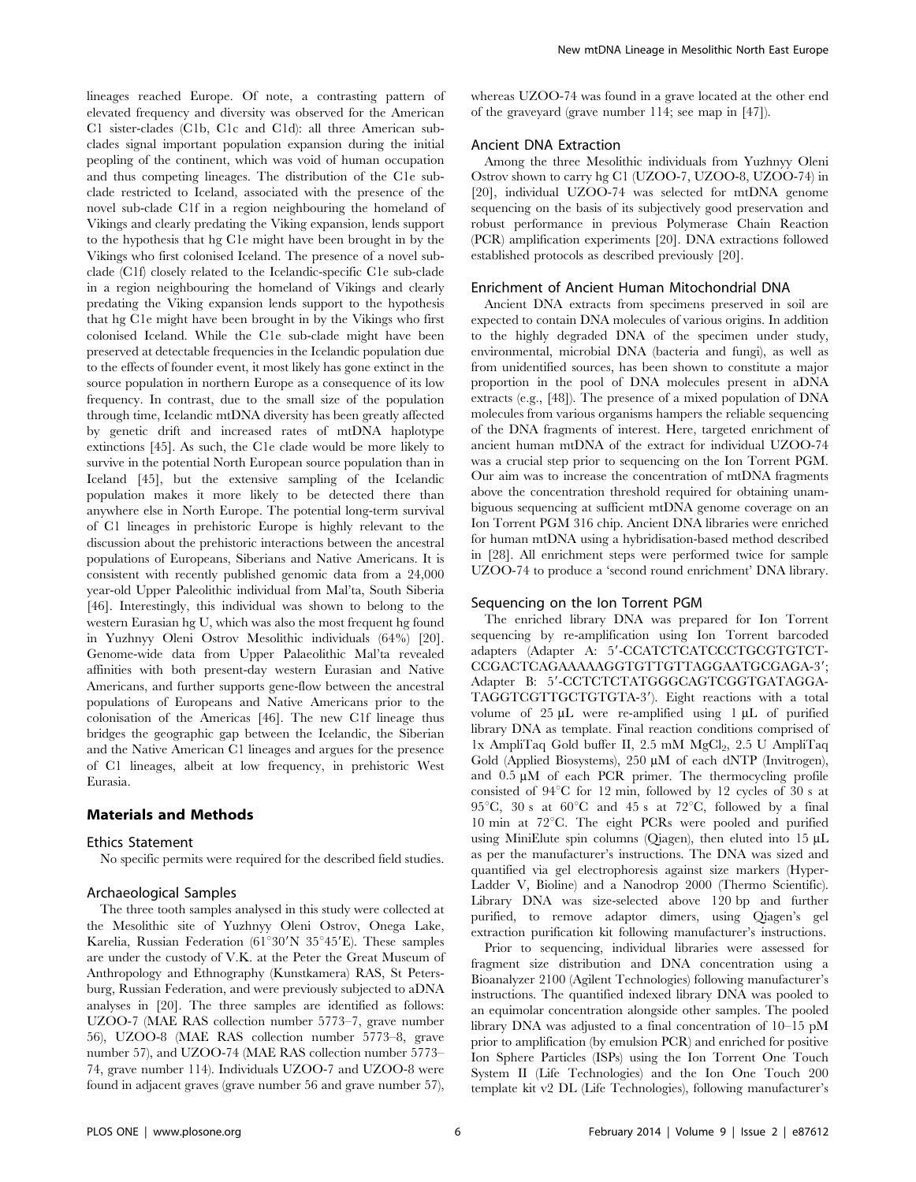lineages reached Europe. Of note, a contrasting pattern of elevated frequency and diversity was observed for the American C1 sister-clades (C1b, C1c and C1d): all three American subclades signal important population expansion during the initial peopling of the continent, which was void of human occupation and thus competing lineages. The distribution of the C1e subclade restricted to Iceland, associated with the presence of the novel sub-clade C1f in a region neighbouring the homeland of Vikings and clearly predating the Viking expansion, lends support to the hypothesis that hg C1e might have been brought in by the Vikings who first colonised Iceland. The presence of a novel subclade (C1f) closely related to the Icelandic-specific C1e sub-clade in a region neighbouring the homeland of Vikings and clearly predating the Viking expansion lends support to the hypothesis that hg C1e might have been brought in by the Vikings who first colonised Iceland. While the C1e sub-clade might have been preserved at detectable frequencies in the Icelandic population due to the effects of founder event, it most likely has gone extinct in the source population in northern Europe as a consequence of its low frequency. In contrast, due to the small size of the population through time, Icelandic mtDNA diversity has been greatly affected by genetic drift and increased rates of mtDNA haplotype extinctions [45]. As such, the C1e clade would be more likely to survive in the potential North European source population than in Iceland [45], but the extensive sampling of the Icelandic population makes it more likely to be detected there than anywhere else in North Europe. The potential long-term survival of C1 lineages in prehistoric Europe is highly relevant to the discussion about the prehistoric interactions between the ancestral populations of Europeans, Siberians and Native Americans. It is consistent with recently published genomic data from a 24,000 year-old Upper Paleolithic individual from Mal'ta, South Siberia [46]. Interestingly, this individual was shown to belong to the western Eurasian hg U, which was also the most frequent hg found in Yuzhnyy Oleni Ostrov Mesolithic individuals (64%) [20]. Genome-wide data from Upper Palaeolithic Mal'ta revealed affinities with both present-day western Eurasian and Native Americans, and further supports gene-flow between the ancestral populations of Europeans and Native Americans prior to the colonisation of the Americas [46]. The new C1f lineage thus bridges the geographic gap between the Icelandic, the Siberian and the Native American C1 lineages and argues for the presence of C1 lineages, albeit at low frequency, in prehistoric West Eurasia.

## Materials and Methods

### Ethics Statement

No specific permits were required for the described field studies.

### Archaeological Samples

The three tooth samples analysed in this study were collected at the Mesolithic site of Yuzhnyy Oleni Ostrov, Onega Lake, Karelia, Russian Federation (61°30′N 35°45′E). These samples are under the custody of V.K. at the Peter the Great Museum of Anthropology and Ethnography (Kunstkamera) RAS, St Petersburg, Russian Federation, and were previously subjected to aDNA analyses in [20]. The three samples are identified as follows: UZOO-7 (MAE RAS collection number 5773–7, grave number 56), UZOO-8 (MAE RAS collection number 5773–8, grave number 57), and UZOO-74 (MAE RAS collection number 5773–74, grave number 114). Individuals UZOO-7 and UZOO-8 were found in adjacent graves (grave number 56 and grave number 57), whereas UZOO-74 was found in a grave located at the other end of the graveyard (grave number 114; see map in [47]).

### Ancient DNA Extraction

Among the three Mesolithic individuals from Yuzhnyy Oleni Ostrov shown to carry hg C1 (UZOO-7, UZOO-8, UZOO-74) in [20], individual UZOO-74 was selected for mtDNA genome sequencing on the basis of its subjectively good preservation and robust performance in previous Polymerase Chain Reaction (PCR) amplification experiments [20]. DNA extractions followed established protocols as described previously [20].

### Enrichment of Ancient Human Mitochondrial DNA

Ancient DNA extracts from specimens preserved in soil are expected to contain DNA molecules of various origins. In addition to the highly degraded DNA of the specimen under study, environmental, microbial DNA (bacteria and fungi), as well as from unidentified sources, has been shown to constitute a major proportion in the pool of DNA molecules present in aDNA extracts (e.g., [48]). The presence of a mixed population of DNA molecules from various organisms hampers the reliable sequencing of the DNA fragments of interest. Here, targeted enrichment of ancient human mtDNA of the extract for individual UZOO-74 was a crucial step prior to sequencing on the Ion Torrent PGM. Our aim was to increase the concentration of mtDNA fragments above the concentration threshold required for obtaining unambiguous sequencing at sufficient mtDNA genome coverage on an Ion Torrent PGM 316 chip. Ancient DNA libraries were enriched for human mtDNA using a hybridisation-based method described in [28]. All enrichment steps were performed twice for sample UZOO-74 to produce a 'second round enrichment' DNA library.

### Sequencing on the Ion Torrent PGM

The enriched library DNA was prepared for Ion Torrent sequencing by re-amplification using Ion Torrent barcoded adapters (Adapter A: 5′-CCATCTCATCCCTGCGTGTCT-CCGACTCAGAAAAAGGTGTTGTTAGGAATGCGAGA-3′; Adapter B: 5′-CCTCTCTATGGGCAGTCGGTGATAGGA-TAGGTCGTTGCTGTGTA-3′). Eight reactions with a total volume of 25 µL were re-amplified using 1 µL of purified library DNA as template. Final reaction conditions comprised of 1x AmpliTaq Gold buffer II, 2.5 mM $MgCl_2$, 2.5 U AmpliTaq Gold (Applied Biosystems), 250 µM of each dNTP (Invitrogen), and 0.5 µM of each PCR primer. The thermocycling profile consisted of 94°C for 12 min, followed by 12 cycles of 30 s at 95°C, 30 s at 60°C and 45 s at 72°C, followed by a final 10 min at 72°C. The eight PCRs were pooled and purified using MiniElute spin columns (Qiagen), then eluted into 15 µL as per the manufacturer's instructions. The DNA was sized and quantified via gel electrophoresis against size markers (Hyper-Ladder V, Bioline) and a Nanodrop 2000 (Thermo Scientific). Library DNA was size-selected above 120 bp and further purified, to remove adaptor dimers, using Qiagen's gel extraction purification kit following manufacturer's instructions.

Prior to sequencing, individual libraries were assessed for fragment size distribution and DNA concentration using a Bioanalyzer 2100 (Agilent Technologies) following manufacturer's instructions. The quantified indexed library DNA was pooled to an equimolar concentration alongside other samples. The pooled library DNA was adjusted to a final concentration of 10–15 pM prior to amplification (by emulsion PCR) and enriched for positive Ion Sphere Particles (ISPs) using the Ion Torrent One Touch System II (Life Technologies) and the Ion One Touch 200 template kit v2 DL (Life Technologies), following manufacturer's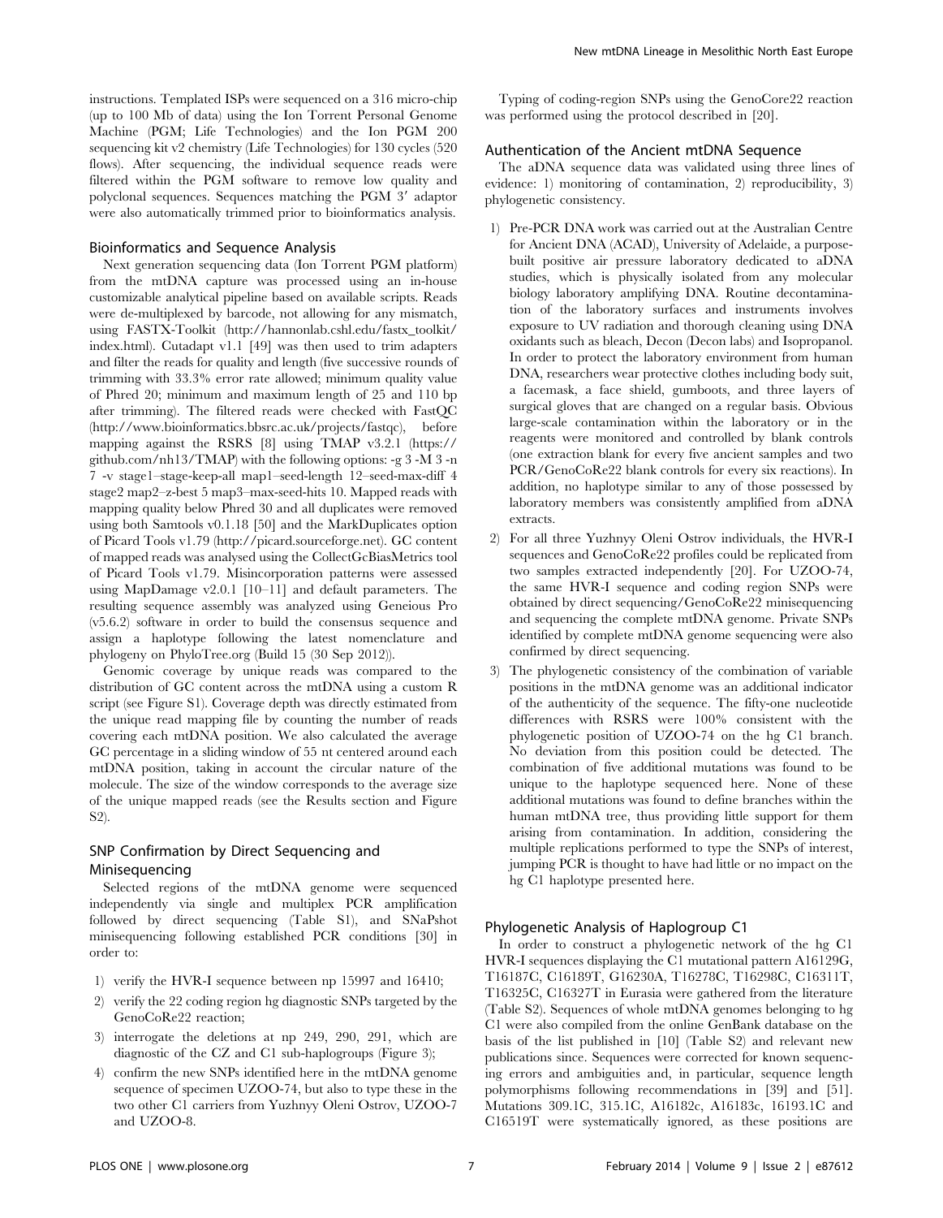instructions. Templated ISPs were sequenced on a 316 micro-chip (up to 100 Mb of data) using the Ion Torrent Personal Genome Machine (PGM; Life Technologies) and the Ion PGM 200 sequencing kit v2 chemistry (Life Technologies) for 130 cycles (520 flows). After sequencing, the individual sequence reads were filtered within the PGM software to remove low quality and polyclonal sequences. Sequences matching the PGM 3′ adaptor were also automatically trimmed prior to bioinformatics analysis.

### Bioinformatics and Sequence Analysis

Next generation sequencing data (Ion Torrent PGM platform) from the mtDNA capture was processed using an in-house customizable analytical pipeline based on available scripts. Reads were de-multiplexed by barcode, not allowing for any mismatch, using FASTX-Toolkit (http://hannonlab.cshl.edu/fastx_toolkit/index.html). Cutadapt v1.1 [49] was then used to trim adapters and filter the reads for quality and length (five successive rounds of trimming with 33.3% error rate allowed; minimum quality value of Phred 20; minimum and maximum length of 25 and 110 bp after trimming). The filtered reads were checked with FastQC (http://www.bioinformatics.bbsrc.ac.uk/projects/fastqc), before mapping against the RSRS [8] using TMAP v3.2.1 (https://github.com/nh13/TMAP) with the following options: -g 3 -M 3 -n 7 -v stage1–stage-keep-all map1–seed-length 12–seed-max-diff 4 stage2 map2–z-best 5 map3–max-seed-hits 10. Mapped reads with mapping quality below Phred 30 and all duplicates were removed using both Samtools v0.1.18 [50] and the MarkDuplicates option of Picard Tools v1.79 (http://picard.sourceforge.net). GC content of mapped reads was analysed using the CollectGcBiasMetrics tool of Picard Tools v1.79. Misincorporation patterns were assessed using MapDamage v2.0.1 [10–11] and default parameters. The resulting sequence assembly was analyzed using Geneious Pro (v5.6.2) software in order to build the consensus sequence and assign a haplotype following the latest nomenclature and phylogeny on PhyloTree.org (Build 15 (30 Sep 2012)).

Genomic coverage by unique reads was compared to the distribution of GC content across the mtDNA using a custom R script (see Figure S1). Coverage depth was directly estimated from the unique read mapping file by counting the number of reads covering each mtDNA position. We also calculated the average GC percentage in a sliding window of 55 nt centered around each mtDNA position, taking in account the circular nature of the molecule. The size of the window corresponds to the average size of the unique mapped reads (see the Results section and Figure S2).

### SNP Confirmation by Direct Sequencing and Minisequencing

Selected regions of the mtDNA genome were sequenced independently via single and multiplex PCR amplification followed by direct sequencing (Table S1), and SNaPshot minisequencing following established PCR conditions [30] in order to:

1) verify the HVR-I sequence between np 15997 and 16410;
2) verify the 22 coding region hg diagnostic SNPs targeted by the GenoCoRe22 reaction;
3) interrogate the deletions at np 249, 290, 291, which are diagnostic of the CZ and C1 sub-haplogroups (Figure 3);
4) confirm the new SNPs identified here in the mtDNA genome sequence of specimen UZOO-74, but also to type these in the two other C1 carriers from Yuzhnyy Oleni Ostrov, UZOO-7 and UZOO-8.

Typing of coding-region SNPs using the GenoCore22 reaction was performed using the protocol described in [20].

### Authentication of the Ancient mtDNA Sequence

The aDNA sequence data was validated using three lines of evidence: 1) monitoring of contamination, 2) reproducibility, 3) phylogenetic consistency.

1) Pre-PCR DNA work was carried out at the Australian Centre for Ancient DNA (ACAD), University of Adelaide, a purpose-built positive air pressure laboratory dedicated to aDNA studies, which is physically isolated from any molecular biology laboratory amplifying DNA. Routine decontamination of the laboratory surfaces and instruments involves exposure to UV radiation and thorough cleaning using DNA oxidants such as bleach, Decon (Decon labs) and Isopropanol. In order to protect the laboratory environment from human DNA, researchers wear protective clothes including body suit, a facemask, a face shield, gumboots, and three layers of surgical gloves that are changed on a regular basis. Obvious large-scale contamination within the laboratory or in the reagents were monitored and controlled by blank controls (one extraction blank for every five ancient samples and two PCR/GenoCoRe22 blank controls for every six reactions). In addition, no haplotype similar to any of those possessed by laboratory members was consistently amplified from aDNA extracts.
2) For all three Yuzhnyy Oleni Ostrov individuals, the HVR-I sequences and GenoCoRe22 profiles could be replicated from two samples extracted independently [20]. For UZOO-74, the same HVR-I sequence and coding region SNPs were obtained by direct sequencing/GenoCoRe22 minisequencing and sequencing the complete mtDNA genome. Private SNPs identified by complete mtDNA genome sequencing were also confirmed by direct sequencing.
3) The phylogenetic consistency of the combination of variable positions in the mtDNA genome was an additional indicator of the authenticity of the sequence. The fifty-one nucleotide differences with RSRS were 100% consistent with the phylogenetic position of UZOO-74 on the hg C1 branch. No deviation from this position could be detected. The combination of five additional mutations was found to be unique to the haplotype sequenced here. None of these additional mutations was found to define branches within the human mtDNA tree, thus providing little support for them arising from contamination. In addition, considering the multiple replications performed to type the SNPs of interest, jumping PCR is thought to have had little or no impact on the hg C1 haplotype presented here.

### Phylogenetic Analysis of Haplogroup C1

In order to construct a phylogenetic network of the hg C1 HVR-I sequences displaying the C1 mutational pattern A16129G, T16187C, C16189T, G16230A, T16278C, T16298C, C16311T, T16325C, C16327T in Eurasia were gathered from the literature (Table S2). Sequences of whole mtDNA genomes belonging to hg C1 were also compiled from the online GenBank database on the basis of the list published in [10] (Table S2) and relevant new publications since. Sequences were corrected for known sequencing errors and ambiguities and, in particular, sequence length polymorphisms following recommendations in [39] and [51]. Mutations 309.1C, 315.1C, A16182c, A16183c, 16193.1C and C16519T were systematically ignored, as these positions are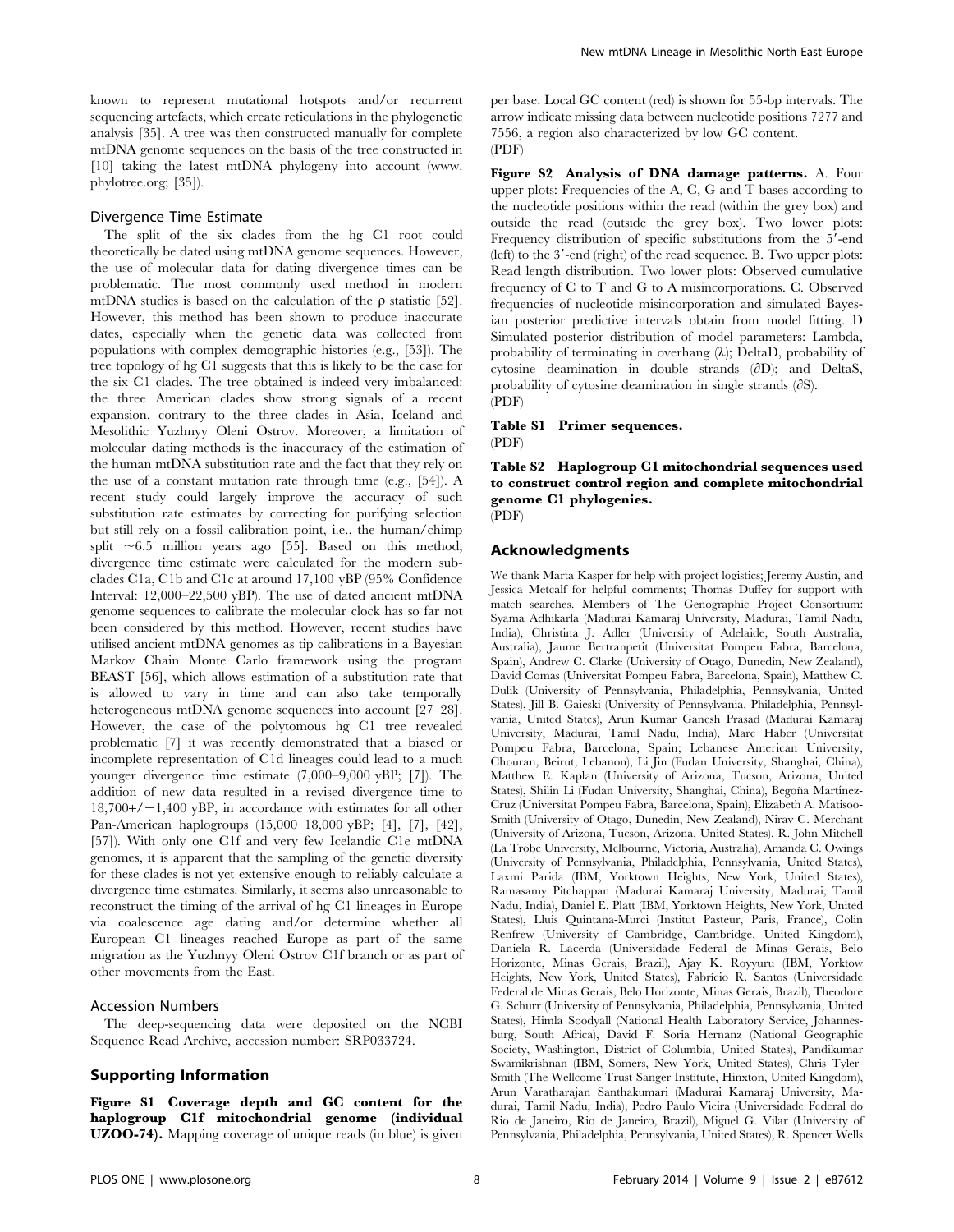known to represent mutational hotspots and/or recurrent sequencing artefacts, which create reticulations in the phylogenetic analysis [35]. A tree was then constructed manually for complete mtDNA genome sequences on the basis of the tree constructed in [10] taking the latest mtDNA phylogeny into account (www.phylotree.org; [35]).

### Divergence Time Estimate

The split of the six clades from the hg C1 root could theoretically be dated using mtDNA genome sequences. However, the use of molecular data for dating divergence times can be problematic. The most commonly used method in modern mtDNA studies is based on the calculation of the ρ statistic [52]. However, this method has been shown to produce inaccurate dates, especially when the genetic data was collected from populations with complex demographic histories (e.g., [53]). The tree topology of hg C1 suggests that this is likely to be the case for the six C1 clades. The tree obtained is indeed very imbalanced: the three American clades show strong signals of a recent expansion, contrary to the three clades in Asia, Iceland and Mesolithic Yuzhnyy Oleni Ostrov. Moreover, a limitation of molecular dating methods is the inaccuracy of the estimation of the human mtDNA substitution rate and the fact that they rely on the use of a constant mutation rate through time (e.g., [54]). A recent study could largely improve the accuracy of such substitution rate estimates by correcting for purifying selection but still rely on a fossil calibration point, i.e., the human/chimp split ~6.5 million years ago [55]. Based on this method, divergence time estimate were calculated for the modern subclades C1a, C1b and C1c at around 17,100 yBP (95% Confidence Interval: 12,000–22,500 yBP). The use of dated ancient mtDNA genome sequences to calibrate the molecular clock has so far not been considered by this method. However, recent studies have utilised ancient mtDNA genomes as tip calibrations in a Bayesian Markov Chain Monte Carlo framework using the program BEAST [56], which allows estimation of a substitution rate that is allowed to vary in time and can also take temporally heterogeneous mtDNA genome sequences into account [27–28]. However, the case of the polytomous hg C1 tree revealed problematic [7] it was recently demonstrated that a biased or incomplete representation of C1d lineages could lead to a much younger divergence time estimate (7,000–9,000 yBP; [7]). The addition of new data resulted in a revised divergence time to 18,700+/−1,400 yBP, in accordance with estimates for all other Pan-American haplogroups (15,000–18,000 yBP; [4], [7], [42], [57]). With only one C1f and very few Icelandic C1e mtDNA genomes, it is apparent that the sampling of the genetic diversity for these clades is not yet extensive enough to reliably calculate a divergence time estimates. Similarly, it seems also unreasonable to reconstruct the timing of the arrival of hg C1 lineages in Europe via coalescence age dating and/or determine whether all European C1 lineages reached Europe as part of the same migration as the Yuzhnyy Oleni Ostrov C1f branch or as part of other movements from the East.

### Accession Numbers

The deep-sequencing data were deposited on the NCBI Sequence Read Archive, accession number: SRP033724.

## Supporting Information

**Figure S1 Coverage depth and GC content for the haplogroup C1f mitochondrial genome (individual UZOO-74).** Mapping coverage of unique reads (in blue) is given per base. Local GC content (red) is shown for 55-bp intervals. The arrow indicate missing data between nucleotide positions 7277 and 7556, a region also characterized by low GC content.
(PDF)

**Figure S2 Analysis of DNA damage patterns.** A. Four upper plots: Frequencies of the A, C, G and T bases according to the nucleotide positions within the read (within the grey box) and outside the read (outside the grey box). Two lower plots: Frequency distribution of specific substitutions from the 5′-end (left) to the 3′-end (right) of the read sequence. B. Two upper plots: Read length distribution. Two lower plots: Observed cumulative frequency of C to T and G to A misincorporations. C. Observed frequencies of nucleotide misincorporation and simulated Bayesian posterior predictive intervals obtain from model fitting. D Simulated posterior distribution of model parameters: Lambda, probability of terminating in overhang (λ); DeltaD, probability of cytosine deamination in double strands (∂D); and DeltaS, probability of cytosine deamination in single strands (∂S).
(PDF)

**Table S1 Primer sequences.**
(PDF)

**Table S2 Haplogroup C1 mitochondrial sequences used to construct control region and complete mitochondrial genome C1 phylogenies.**
(PDF)

## Acknowledgments

We thank Marta Kasper for help with project logistics; Jeremy Austin, and Jessica Metcalf for helpful comments; Thomas Duffey for support with match searches. Members of The Genographic Project Consortium: Syama Adhikarla (Madurai Kamaraj University, Madurai, Tamil Nadu, India), Christina J. Adler (University of Adelaide, South Australia, Australia), Jaume Bertranpetit (Universitat Pompeu Fabra, Barcelona, Spain), Andrew C. Clarke (University of Otago, Dunedin, New Zealand), David Comas (Universitat Pompeu Fabra, Barcelona, Spain), Matthew C. Dulik (University of Pennsylvania, Philadelphia, Pennsylvania, United States), Jill B. Gaieski (University of Pennsylvania, Philadelphia, Pennsylvania, United States), Arun Kumar Ganesh Prasad (Madurai Kamaraj University, Madurai, Tamil Nadu, India), Marc Haber (Universitat Pompeu Fabra, Barcelona, Spain; Lebanese American University, Chouran, Beirut, Lebanon), Li Jin (Fudan University, Shanghai, China), Matthew E. Kaplan (University of Arizona, Tucson, Arizona, United States), Shilin Li (Fudan University, Shanghai, China), Begoña Martínez-Cruz (Universitat Pompeu Fabra, Barcelona, Spain), Elizabeth A. Matisoo-Smith (University of Otago, Dunedin, New Zealand), Nirav C. Merchant (University of Arizona, Tucson, Arizona, United States), R. John Mitchell (La Trobe University, Melbourne, Victoria, Australia), Amanda C. Owings (University of Pennsylvania, Philadelphia, Pennsylvania, United States), Laxmi Parida (IBM, Yorktown Heights, New York, United States), Ramasamy Pitchappan (Madurai Kamaraj University, Madurai, Tamil Nadu, India), Daniel E. Platt (IBM, Yorktown Heights, New York, United States), Lluis Quintana-Murci (Institut Pasteur, Paris, France), Colin Renfrew (University of Cambridge, Cambridge, United Kingdom), Daniela R. Lacerda (Universidade Federal de Minas Gerais, Belo Horizonte, Minas Gerais, Brazil), Ajay K. Royyuru (IBM, Yorktown Heights, New York, United States), Fabrício R. Santos (Universidade Federal de Minas Gerais, Belo Horizonte, Minas Gerais, Brazil), Theodore G. Schurr (University of Pennsylvania, Philadelphia, Pennsylvania, United States), Himla Soodyall (National Health Laboratory Service, Johannesburg, South Africa), David F. Soria Hernanz (National Geographic Society, Washington, District of Columbia, United States), Pandikumar Swamikrishnan (IBM, Somers, New York, United States), Chris Tyler-Smith (The Wellcome Trust Sanger Institute, Hinxton, United Kingdom), Arun Varatharajan Santhakumari (Madurai Kamaraj University, Madurai, Tamil Nadu, India), Pedro Paulo Vieira (Universidade Federal do Rio de Janeiro, Rio de Janeiro, Brazil), Miguel G. Vilar (University of Pennsylvania, Philadelphia, Pennsylvania, United States), R. Spencer Wells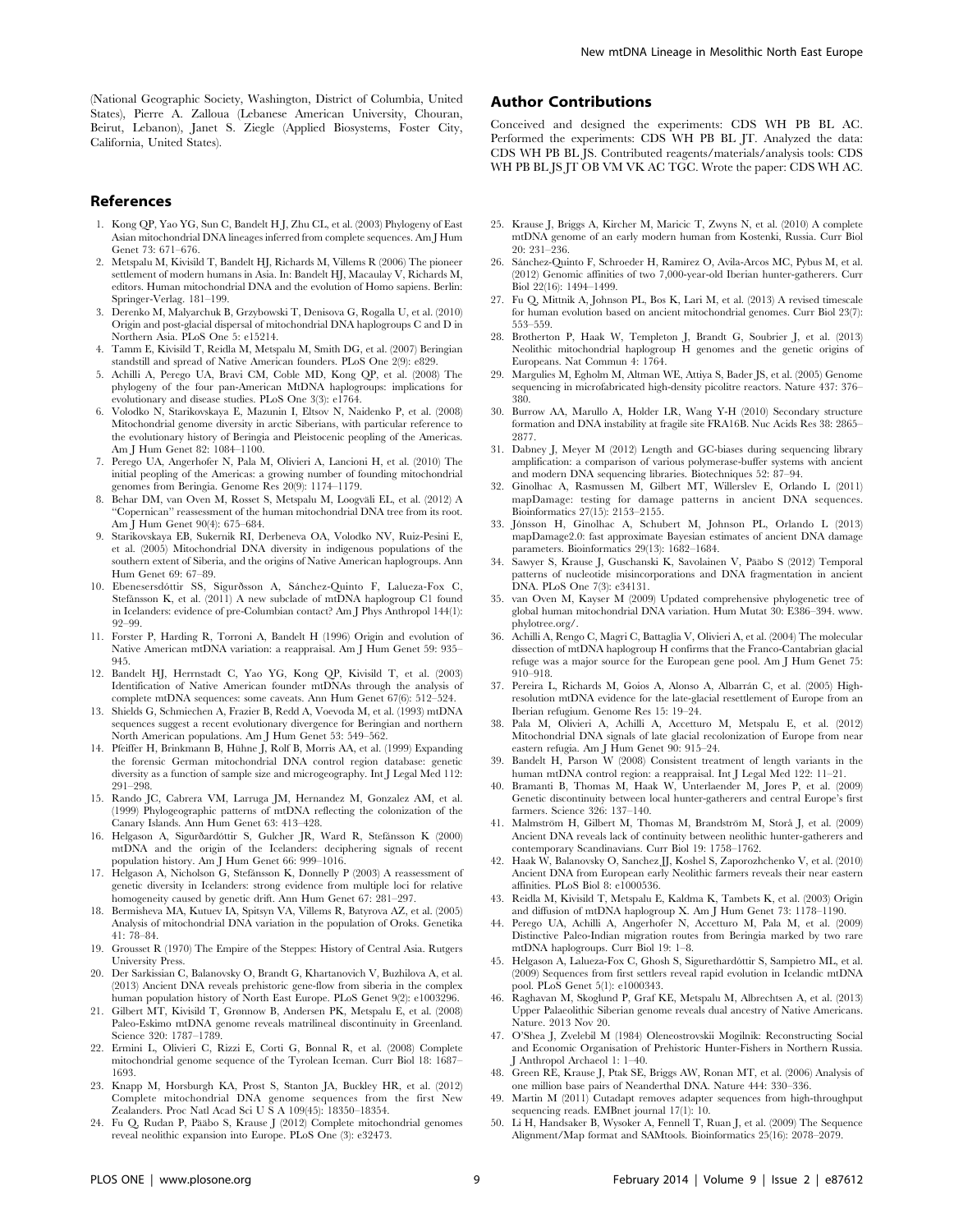(National Geographic Society, Washington, District of Columbia, United States), Pierre A. Zalloua (Lebanese American University, Chouran, Beirut, Lebanon), Janet S. Ziegle (Applied Biosystems, Foster City, California, United States).

## Author Contributions

Conceived and designed the experiments: CDS WH PB BL AC. Performed the experiments: CDS WH PB BL JT. Analyzed the data: CDS WH PB BL JS. Contributed reagents/materials/analysis tools: CDS WH PB BL JS JT OB VM VK AC TGC. Wrote the paper: CDS WH AC.

## References

1. Kong QP, Yao YG, Sun C, Bandelt H J, Zhu CL, et al. (2003) Phylogeny of East Asian mitochondrial DNA lineages inferred from complete sequences. Am J Hum Genet 73: 671–676.
2. Metspalu M, Kivisild T, Bandelt HJ, Richards M, Villems R (2006) The pioneer settlement of modern humans in Asia. In: Bandelt HJ, Macaulay V, Richards M, editors. Human mitochondrial DNA and the evolution of Homo sapiens. Berlin: Springer-Verlag. 181–199.
3. Derenko M, Malyarchuk B, Grzybowski T, Denisova G, Rogalla U, et al. (2010) Origin and post-glacial dispersal of mitochondrial DNA haplogroups C and D in Northern Asia. PLoS One 5: e15214.
4. Tamm E, Kivisild T, Reidla M, Metspalu M, Smith DG, et al. (2007) Beringian standstill and spread of Native American founders. PLoS One 2(9): e829.
5. Achilli A, Perego UA, Bravi CM, Coble MD, Kong QP, et al. (2008) The phylogeny of the four pan-American MtDNA haplogroups: implications for evolutionary and disease studies. PLoS One 3(3): e1764.
6. Volodko N, Starikovskaya E, Mazunin I, Eltsov N, Naidenko P, et al. (2008) Mitochondrial genome diversity in arctic Siberians, with particular reference to the evolutionary history of Beringia and Pleistocenic peopling of the Americas. Am J Hum Genet 82: 1084–1100.
7. Perego UA, Angerhofer N, Pala M, Olivieri A, Lancioni H, et al. (2010) The initial peopling of the Americas: a growing number of founding mitochondrial genomes from Beringia. Genome Res 20(9): 1174–1179.
8. Behar DM, van Oven M, Rosset S, Metspalu M, Loogväli EL, et al. (2012) A "Copernican" reassessment of the human mitochondrial DNA tree from its root. Am J Hum Genet 90(4): 675–684.
9. Starikovskaya EB, Sukernik RI, Derbeneva OA, Volodko NV, Ruiz-Pesini E, et al. (2005) Mitochondrial DNA diversity in indigenous populations of the southern extent of Siberia, and the origins of Native American haplogroups. Ann Hum Genet 69: 67–89.
10. Ebenesersdóttir SS, Sigurðsson A, Sánchez-Quinto F, Lalueza-Fox C, Stefánsson K, et al. (2011) A new subclade of mtDNA haplogroup C1 found in Icelanders: evidence of pre-Columbian contact? Am J Phys Anthropol 144(1): 92–99.
11. Forster P, Harding R, Torroni A, Bandelt H (1996) Origin and evolution of Native American mtDNA variation: a reappraisal. Am J Hum Genet 59: 935–945.
12. Bandelt HJ, Herrnstadt C, Yao YG, Kong QP, Kivisild T, et al. (2003) Identification of Native American founder mtDNAs through the analysis of complete mtDNA sequences: some caveats. Ann Hum Genet 67(6): 512–524.
13. Shields G, Schmiechen A, Frazier B, Redd A, Voevoda M, et al. (1993) mtDNA sequences suggest a recent evolutionary divergence for Beringian and northern North American populations. Am J Hum Genet 53: 549–562.
14. Pfeiffer H, Brinkmann B, Hühne J, Rolf B, Morris AA, et al. (1999) Expanding the forensic German mitochondrial DNA control region database: genetic diversity as a function of sample size and microgeography. Int J Legal Med 112: 291–298.
15. Rando JC, Cabrera VM, Larruga JM, Hernandez M, Gonzalez AM, et al. (1999) Phylogeographic patterns of mtDNA reflecting the colonization of the Canary Islands. Ann Hum Genet 63: 413–428.
16. Helgason A, Sigurðardóttir S, Gulcher JR, Ward R, Stefánsson K (2000) mtDNA and the origin of the Icelanders: deciphering signals of recent population history. Am J Hum Genet 66: 999–1016.
17. Helgason A, Nicholson G, Stefánsson K, Donnelly P (2003) A reassessment of genetic diversity in Icelanders: strong evidence from multiple loci for relative homogeneity caused by genetic drift. Ann Hum Genet 67: 281–297.
18. Bermisheva MA, Kutuev IA, Spitsyn VA, Villems R, Batyrova AZ, et al. (2005) Analysis of mitochondrial DNA variation in the population of Oroks. Genetika 41: 78–84.
19. Grousset R (1970) The Empire of the Steppes: History of Central Asia. Rutgers University Press.
20. Der Sarkissian C, Balanovsky O, Brandt G, Khartanovich V, Buzhilova A, et al. (2013) Ancient DNA reveals prehistoric gene-flow from siberia in the complex human population history of North East Europe. PLoS Genet 9(2): e1003296.
21. Gilbert MT, Kivisild T, Grønnow B, Andersen PK, Metspalu E, et al. (2008) Paleo-Eskimo mtDNA genome reveals matrilineal discontinuity in Greenland. Science 320: 1787–1789.
22. Ermini L, Olivieri C, Rizzi E, Corti G, Bonnal R, et al. (2008) Complete mitochondrial genome sequence of the Tyrolean Iceman. Curr Biol 18: 1687–1693.
23. Knapp M, Horsburgh KA, Prost S, Stanton JA, Buckley HR, et al. (2012) Complete mitochondrial DNA genome sequences from the first New Zealanders. Proc Natl Acad Sci U S A 109(45): 18350–18354.
24. Fu Q, Rudan P, Pääbo S, Krause J (2012) Complete mitochondrial genomes reveal neolithic expansion into Europe. PLoS One (3): e32473.
25. Krause J, Briggs A, Kircher M, Maricic T, Zwyns N, et al. (2010) A complete mtDNA genome of an early modern human from Kostenki, Russia. Curr Biol 20: 231–236.
26. Sánchez-Quinto F, Schroeder H, Ramirez O, Avila-Arcos MC, Pybus M, et al. (2012) Genomic affinities of two 7,000-year-old Iberian hunter-gatherers. Curr Biol 22(16): 1494–1499.
27. Fu Q, Mittnik A, Johnson PL, Bos K, Lari M, et al. (2013) A revised timescale for human evolution based on ancient mitochondrial genomes. Curr Biol 23(7): 553–559.
28. Brotherton P, Haak W, Templeton J, Brandt G, Soubrier J, et al. (2013) Neolithic mitochondrial haplogroup H genomes and the genetic origins of Europeans. Nat Commun 4: 1764.
29. Margulies M, Egholm M, Altman WE, Attiya S, Bader JS, et al. (2005) Genome sequencing in microfabricated high-density picolitre reactors. Nature 437: 376–380.
30. Burrow AA, Marullo A, Holder LR, Wang Y-H (2010) Secondary structure formation and DNA instability at fragile site FRA16B. Nuc Acids Res 38: 2865–2877.
31. Dabney J, Meyer M (2012) Length and GC-biases during sequencing library amplification: a comparison of various polymerase-buffer systems with ancient and modern DNA sequencing libraries. Biotechniques 52: 87–94.
32. Ginolhac A, Rasmussen M, Gilbert MT, Willerslev E, Orlando L (2011) mapDamage: testing for damage patterns in ancient DNA sequences. Bioinformatics 27(15): 2153–2155.
33. Jónsson H, Ginolhac A, Schubert M, Johnson PL, Orlando L (2013) mapDamage2.0: fast approximate Bayesian estimates of ancient DNA damage parameters. Bioinformatics 29(13): 1682–1684.
34. Sawyer S, Krause J, Guschanski K, Savolainen V, Pääbo S (2012) Temporal patterns of nucleotide misincorporations and DNA fragmentation in ancient DNA. PLoS One 7(3): e34131.
35. van Oven M, Kayser M (2009) Updated comprehensive phylogenetic tree of global human mitochondrial DNA variation. Hum Mutat 30: E386–394. www.phylotree.org/.
36. Achilli A, Rengo C, Magri C, Battaglia V, Olivieri A, et al. (2004) The molecular dissection of mtDNA haplogroup H confirms that the Franco-Cantabrian glacial refuge was a major source for the European gene pool. Am J Hum Genet 75: 910–918.
37. Pereira L, Richards M, Goios A, Alonso A, Albarrán C, et al. (2005) High-resolution mtDNA evidence for the late-glacial resettlement of Europe from an Iberian refugium. Genome Res 15: 19–24.
38. Pala M, Olivieri A, Achilli A, Accetturo M, Metspalu E, et al. (2012) Mitochondrial DNA signals of late glacial recolonization of Europe from near eastern refugia. Am J Hum Genet 90: 915–24.
39. Bandelt H, Parson W (2008) Consistent treatment of length variants in the human mtDNA control region: a reappraisal. Int J Legal Med 122: 11–21.
40. Bramanti B, Thomas M, Haak W, Unterlaender M, Jores P, et al. (2009) Genetic discontinuity between local hunter-gatherers and central Europe's first farmers. Science 326: 137–140.
41. Malmström H, Gilbert M, Thomas M, Brandström M, Storå J, et al. (2009) Ancient DNA reveals lack of continuity between neolithic hunter-gatherers and contemporary Scandinavians. Curr Biol 19: 1758–1762.
42. Haak W, Balanovsky O, Sanchez JJ, Koshel S, Zaporozhchenko V, et al. (2010) Ancient DNA from European early Neolithic farmers reveals their near eastern affinities. PLoS Biol 8: e1000536.
43. Reidla M, Kivisild T, Metspalu E, Kaldma K, Tambets K, et al. (2003) Origin and diffusion of mtDNA haplogroup X. Am J Hum Genet 73: 1178–1190.
44. Perego UA, Achilli A, Angerhofer N, Accetturo M, Pala M, et al. (2009) Distinctive Paleo-Indian migration routes from Beringia marked by two rare mtDNA haplogroups. Curr Biol 19: 1–8.
45. Helgason A, Lalueza-Fox C, Ghosh S, Sigurethardóttir S, Sampietro ML, et al. (2009) Sequences from first settlers reveal rapid evolution in Icelandic mtDNA pool. PLoS Genet 5(1): e1000343.
46. Raghavan M, Skoglund P, Graf KE, Metspalu M, Albrechtsen A, et al. (2013) Upper Palaeolithic Siberian genome reveals dual ancestry of Native Americans. Nature. 2013 Nov 20.
47. O'Shea J, Zvelebil M (1984) Oleneostrovskii Mogilnik: Reconstructing Social and Economic Organisation of Prehistoric Hunter-Fishers in Northern Russia. J Anthropol Archaeol 1: 1–40.
48. Green RE, Krause J, Ptak SE, Briggs AW, Ronan MT, et al. (2006) Analysis of one million base pairs of Neanderthal DNA. Nature 444: 330–336.
49. Martin M (2011) Cutadapt removes adapter sequences from high-throughput sequencing reads. EMBnet journal 17(1): 10.
50. Li H, Handsaker B, Wysoker A, Fennell T, Ruan J, et al. (2009) The Sequence Alignment/Map format and SAMtools. Bioinformatics 25(16): 2078–2079.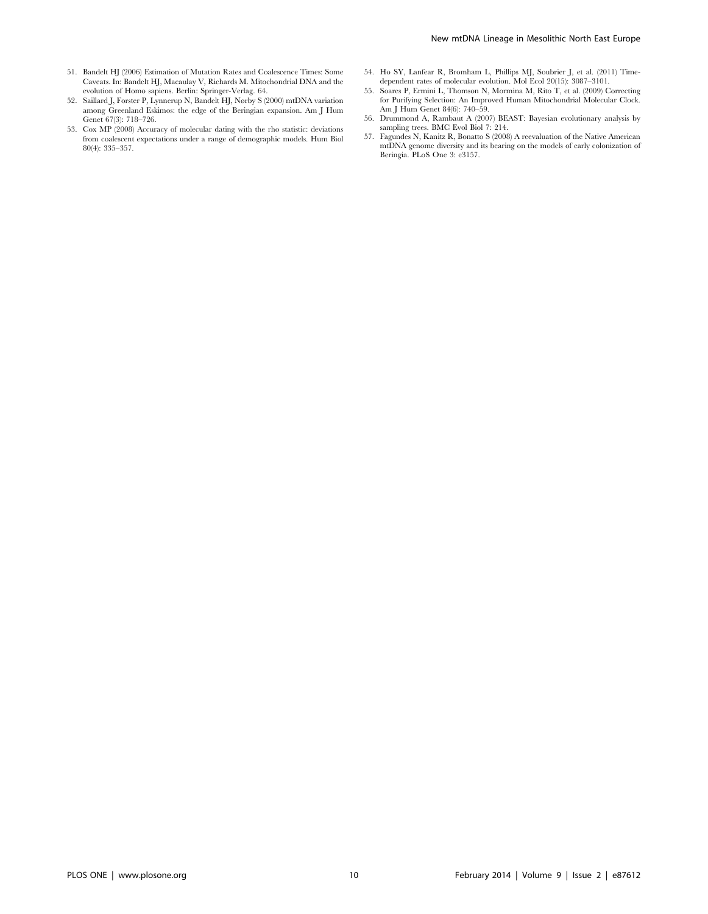51. Bandelt HJ (2006) Estimation of Mutation Rates and Coalescence Times: Some Caveats. In: Bandelt HJ, Macaulay V, Richards M. Mitochondrial DNA and the evolution of Homo sapiens. Berlin: Springer-Verlag. 64.
52. Saillard J, Forster P, Lynnerup N, Bandelt HJ, Nørby S (2000) mtDNA variation among Greenland Eskimos: the edge of the Beringian expansion. Am J Hum Genet 67(3): 718–726.
53. Cox MP (2008) Accuracy of molecular dating with the rho statistic: deviations from coalescent expectations under a range of demographic models. Hum Biol 80(4): 335–357.
54. Ho SY, Lanfear R, Bromham L, Phillips MJ, Soubrier J, et al. (2011) Time-dependent rates of molecular evolution. Mol Ecol 20(15): 3087–3101.
55. Soares P, Ermini L, Thomson N, Mormina M, Rito T, et al. (2009) Correcting for Purifying Selection: An Improved Human Mitochondrial Molecular Clock. Am J Hum Genet 84(6): 740–59.
56. Drummond A, Rambaut A (2007) BEAST: Bayesian evolutionary analysis by sampling trees. BMC Evol Biol 7: 214.
57. Fagundes N, Kanitz R, Bonatto S (2008) A reevaluation of the Native American mtDNA genome diversity and its bearing on the models of early colonization of Beringia. PLoS One 3: e3157.